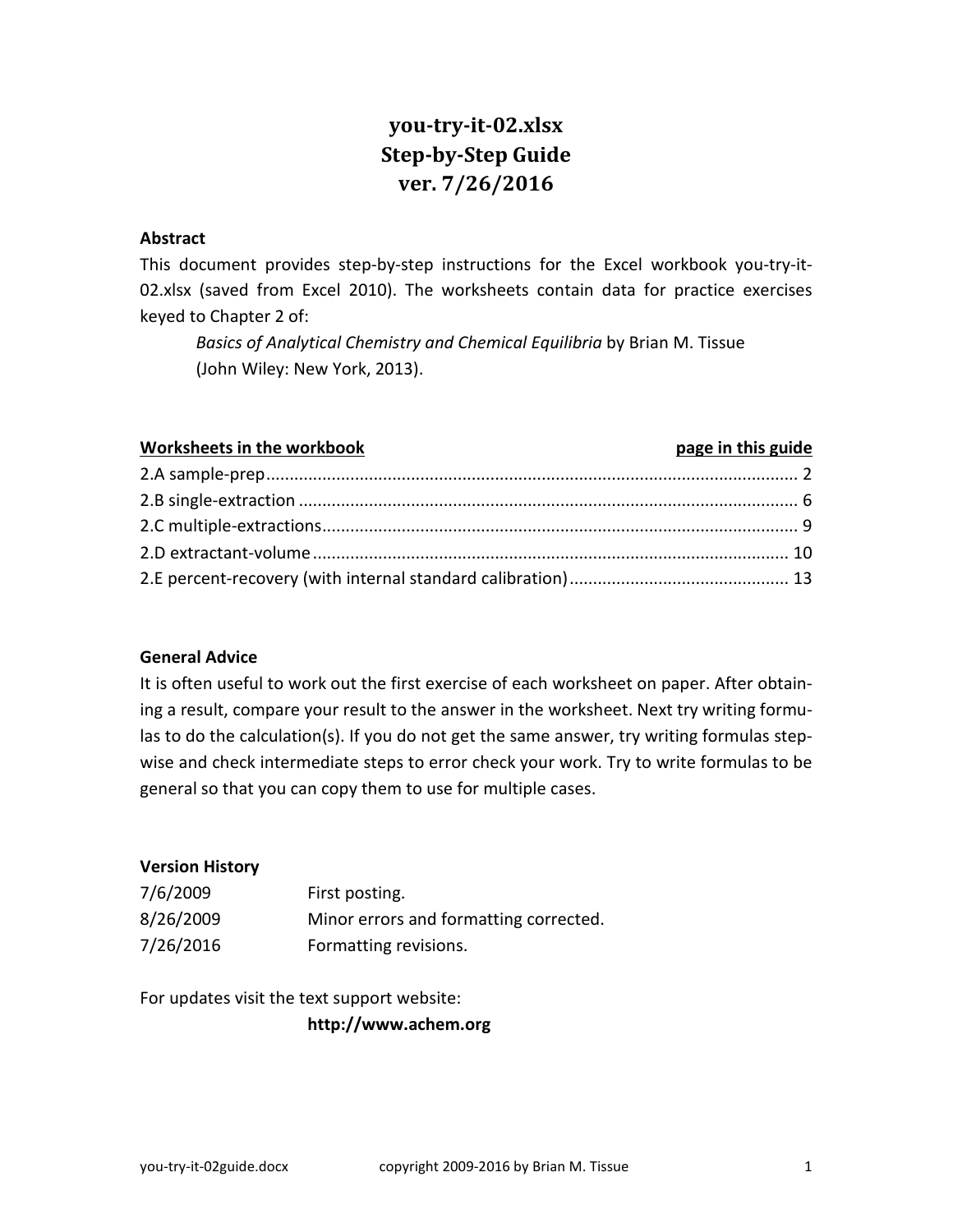# you-try-it-02.xlsx
# Step-by-Step Guide
# ver. 7/26/2016

**Abstract**

This document provides step-by-step instructions for the Excel workbook you-try-it-02.xlsx (saved from Excel 2010). The worksheets contain data for practice exercises keyed to Chapter 2 of:

> *Basics of Analytical Chemistry and Chemical Equilibria* by Brian M. Tissue
> (John Wiley: New York, 2013).

| Worksheets in the workbook | page in this guide |
|---|---|
| 2.A sample-prep | 2 |
| 2.B single-extraction | 6 |
| 2.C multiple-extractions | 9 |
| 2.D extractant-volume | 10 |
| 2.E percent-recovery (with internal standard calibration) | 13 |

**General Advice**

It is often useful to work out the first exercise of each worksheet on paper. After obtaining a result, compare your result to the answer in the worksheet. Next try writing formulas to do the calculation(s). If you do not get the same answer, try writing formulas stepwise and check intermediate steps to error check your work. Try to write formulas to be general so that you can copy them to use for multiple cases.

**Version History**

| | |
|---|---|
| 7/6/2009 | First posting. |
| 8/26/2009 | Minor errors and formatting corrected. |
| 7/26/2016 | Formatting revisions. |

For updates visit the text support website:

**http://www.achem.org**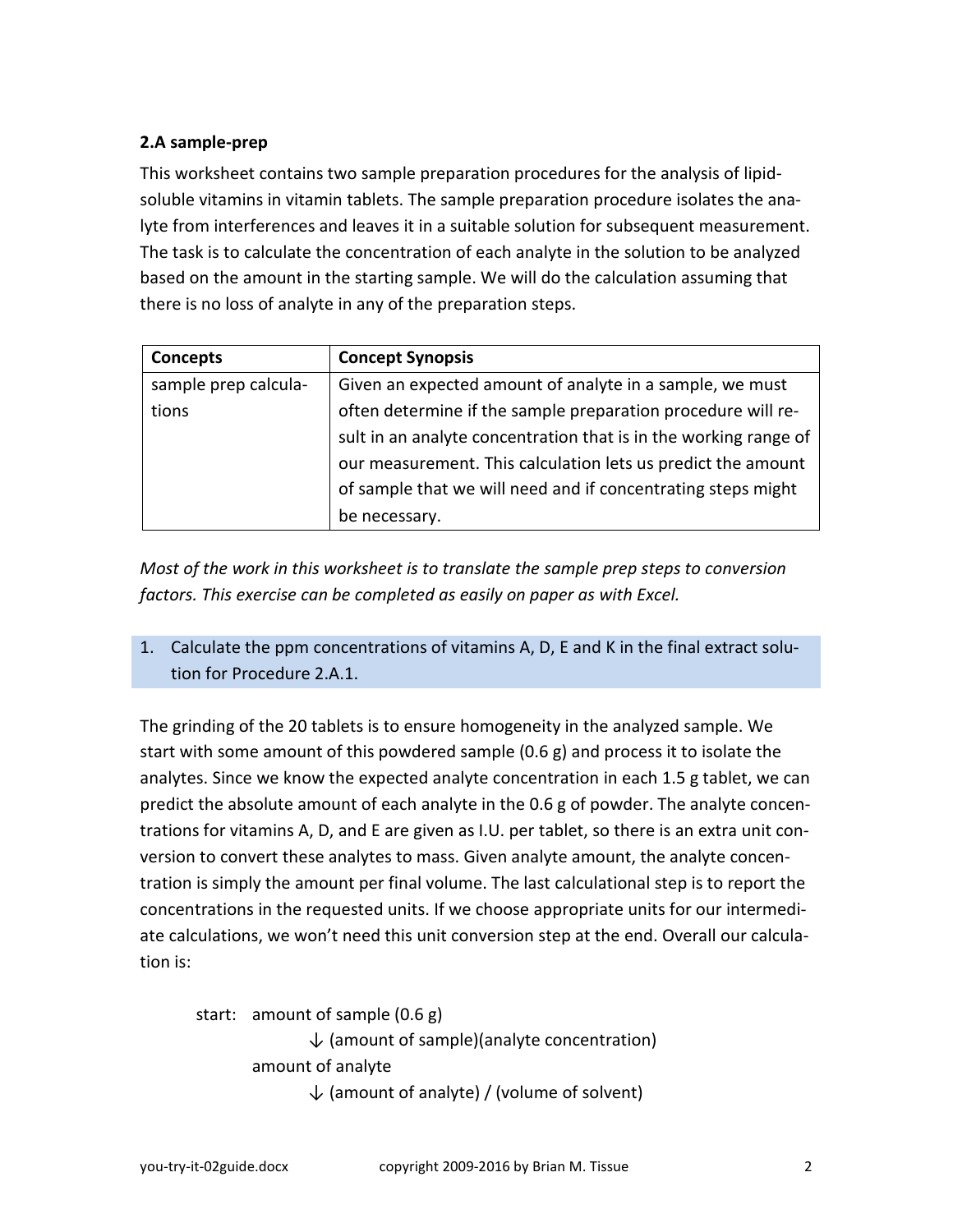### 2.A sample-prep

This worksheet contains two sample preparation procedures for the analysis of lipid-soluble vitamins in vitamin tablets. The sample preparation procedure isolates the analyte from interferences and leaves it in a suitable solution for subsequent measurement. The task is to calculate the concentration of each analyte in the solution to be analyzed based on the amount in the starting sample. We will do the calculation assuming that there is no loss of analyte in any of the preparation steps.

| Concepts | Concept Synopsis |
|---|---|
| sample prep calculations | Given an expected amount of analyte in a sample, we must often determine if the sample preparation procedure will result in an analyte concentration that is in the working range of our measurement. This calculation lets us predict the amount of sample that we will need and if concentrating steps might be necessary. |

*Most of the work in this worksheet is to translate the sample prep steps to conversion factors. This exercise can be completed as easily on paper as with Excel.*

1. Calculate the ppm concentrations of vitamins A, D, E and K in the final extract solution for Procedure 2.A.1.

The grinding of the 20 tablets is to ensure homogeneity in the analyzed sample. We start with some amount of this powdered sample (0.6 g) and process it to isolate the analytes. Since we know the expected analyte concentration in each 1.5 g tablet, we can predict the absolute amount of each analyte in the 0.6 g of powder. The analyte concentrations for vitamins A, D, and E are given as I.U. per tablet, so there is an extra unit conversion to convert these analytes to mass. Given analyte amount, the analyte concentration is simply the amount per final volume. The last calculational step is to report the concentrations in the requested units. If we choose appropriate units for our intermediate calculations, we won't need this unit conversion step at the end. Overall our calculation is:

start: amount of sample (0.6 g)

↓ (amount of sample)(analyte concentration)

amount of analyte

↓ (amount of analyte) / (volume of solvent)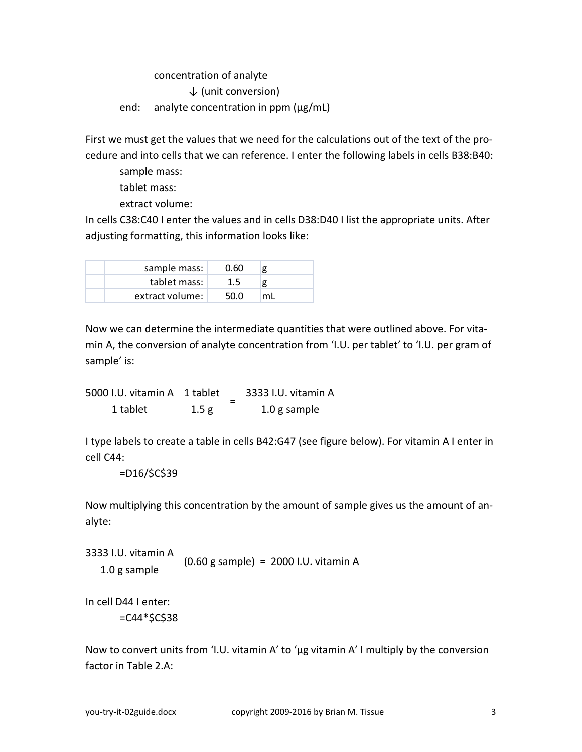concentration of analyte

↓ (unit conversion)

end: analyte concentration in ppm (μg/mL)

First we must get the values that we need for the calculations out of the text of the procedure and into cells that we can reference. I enter the following labels in cells B38:B40:

sample mass:

tablet mass:

extract volume:

In cells C38:C40 I enter the values and in cells D38:D40 I list the appropriate units. After adjusting formatting, this information looks like:

| | | | |
|---|---|---|---|
| | sample mass: | 0.60 | g |
| | tablet mass: | 1.5 | g |
| | extract volume: | 50.0 | mL |

Now we can determine the intermediate quantities that were outlined above. For vitamin A, the conversion of analyte concentration from 'I.U. per tablet' to 'I.U. per gram of sample' is:

$$\frac{5000 \text{ I.U. vitamin A}}{1 \text{ tablet}} \; \frac{1 \text{ tablet}}{1.5 \text{ g}} = \frac{3333 \text{ I.U. vitamin A}}{1.0 \text{ g sample}}$$

I type labels to create a table in cells B42:G47 (see figure below). For vitamin A I enter in cell C44:

```
=D16/$C$39
```

Now multiplying this concentration by the amount of sample gives us the amount of analyte:

$$\frac{3333 \text{ I.U. vitamin A}}{1.0 \text{ g sample}} (0.60 \text{ g sample}) = 2000 \text{ I.U. vitamin A}$$

In cell D44 I enter:

```
=C44*$C$38
```

Now to convert units from 'I.U. vitamin A' to 'μg vitamin A' I multiply by the conversion factor in Table 2.A: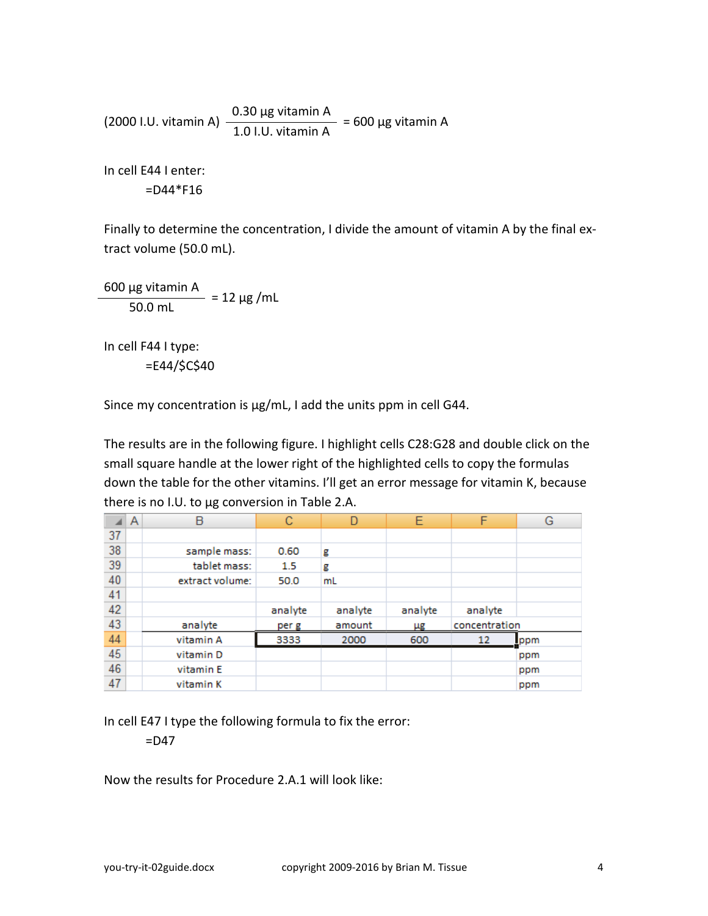$$(2000 \text{ I.U. vitamin A}) \frac{0.30 \text{ µg vitamin A}}{1.0 \text{ I.U. vitamin A}} = 600 \text{ µg vitamin A}$$

In cell E44 I enter:

```
=D44*F16
```

Finally to determine the concentration, I divide the amount of vitamin A by the final extract volume (50.0 mL).

$$\frac{600 \text{ µg vitamin A}}{50.0 \text{ mL}} = 12 \text{ µg /mL}$$

In cell F44 I type:

```
=E44/$C$40
```

Since my concentration is µg/mL, I add the units ppm in cell G44.

The results are in the following figure. I highlight cells C28:G28 and double click on the small square handle at the lower right of the highlighted cells to copy the formulas down the table for the other vitamins. I'll get an error message for vitamin K, because there is no I.U. to µg conversion in Table 2.A.

| | A | B | C | D | E | F | G |
|---|---|---|---|---|---|---|---|
| 37 | | | | | | | |
| 38 | | sample mass: | 0.60 | g | | | |
| 39 | | tablet mass: | 1.5 | g | | | |
| 40 | | extract volume: | 50.0 | mL | | | |
| 41 | | | | | | | |
| 42 | | | analyte | analyte | analyte | analyte | |
| 43 | | analyte | per g | amount | µg | concentration | |
| 44 | | vitamin A | 3333 | 2000 | 600 | 12 | ppm |
| 45 | | vitamin D | | | | | ppm |
| 46 | | vitamin E | | | | | ppm |
| 47 | | vitamin K | | | | | ppm |

In cell E47 I type the following formula to fix the error:

```
=D47
```

Now the results for Procedure 2.A.1 will look like: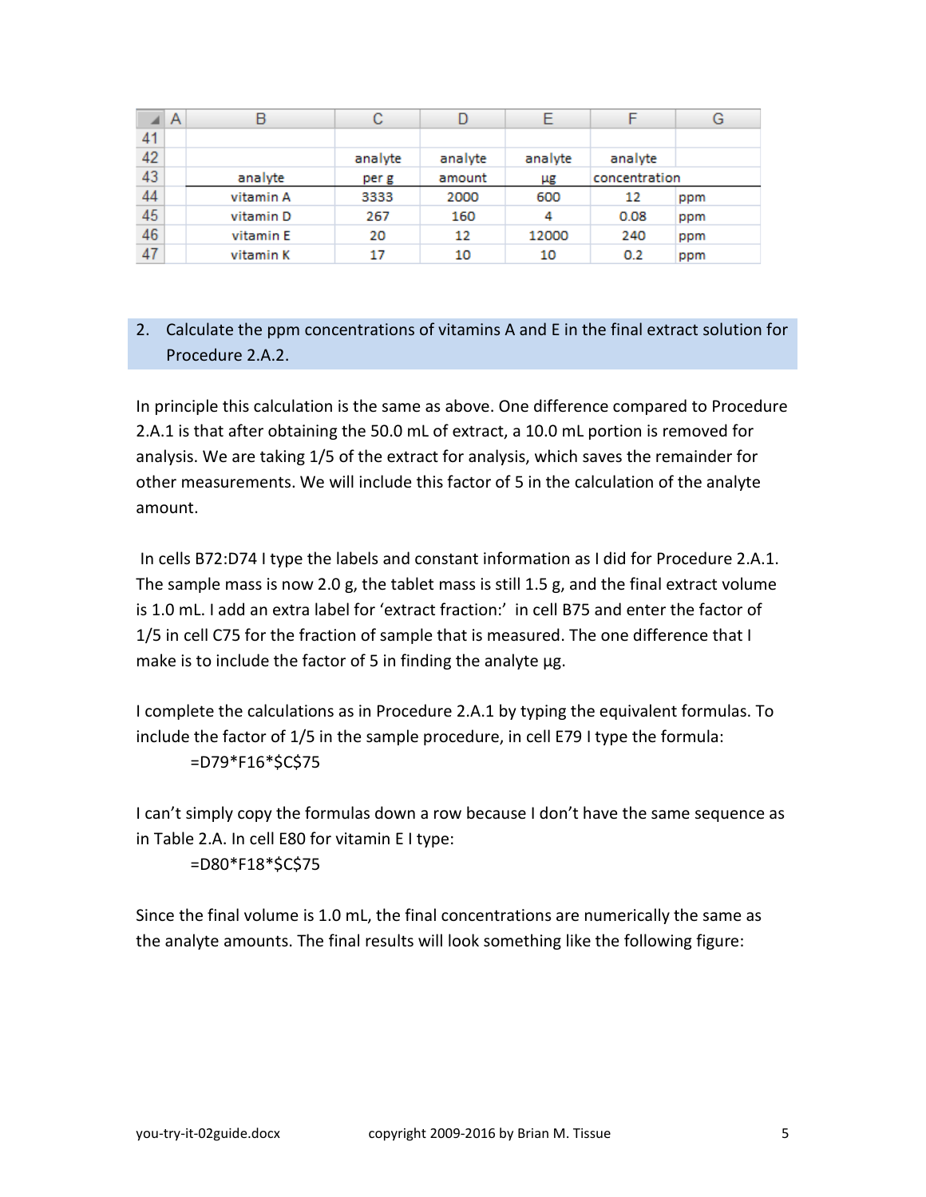| | A | B | C | D | E | F | G |
|---|---|---|---|---|---|---|---|
| 41 | | | | | | | |
| 42 | | | analyte | analyte | analyte | analyte | |
| 43 | | analyte | per g | amount | µg | concentration | |
| 44 | | vitamin A | 3333 | 2000 | 600 | 12 | ppm |
| 45 | | vitamin D | 267 | 160 | 4 | 0.08 | ppm |
| 46 | | vitamin E | 20 | 12 | 12000 | 240 | ppm |
| 47 | | vitamin K | 17 | 10 | 10 | 0.2 | ppm |

2. Calculate the ppm concentrations of vitamins A and E in the final extract solution for Procedure 2.A.2.

In principle this calculation is the same as above. One difference compared to Procedure 2.A.1 is that after obtaining the 50.0 mL of extract, a 10.0 mL portion is removed for analysis. We are taking 1/5 of the extract for analysis, which saves the remainder for other measurements. We will include this factor of 5 in the calculation of the analyte amount.

In cells B72:D74 I type the labels and constant information as I did for Procedure 2.A.1. The sample mass is now 2.0 g, the tablet mass is still 1.5 g, and the final extract volume is 1.0 mL. I add an extra label for 'extract fraction:' in cell B75 and enter the factor of 1/5 in cell C75 for the fraction of sample that is measured. The one difference that I make is to include the factor of 5 in finding the analyte µg.

I complete the calculations as in Procedure 2.A.1 by typing the equivalent formulas. To include the factor of 1/5 in the sample procedure, in cell E79 I type the formula:

```
=D79*F16*$C$75
```

I can't simply copy the formulas down a row because I don't have the same sequence as in Table 2.A. In cell E80 for vitamin E I type:

```
=D80*F18*$C$75
```

Since the final volume is 1.0 mL, the final concentrations are numerically the same as the analyte amounts. The final results will look something like the following figure: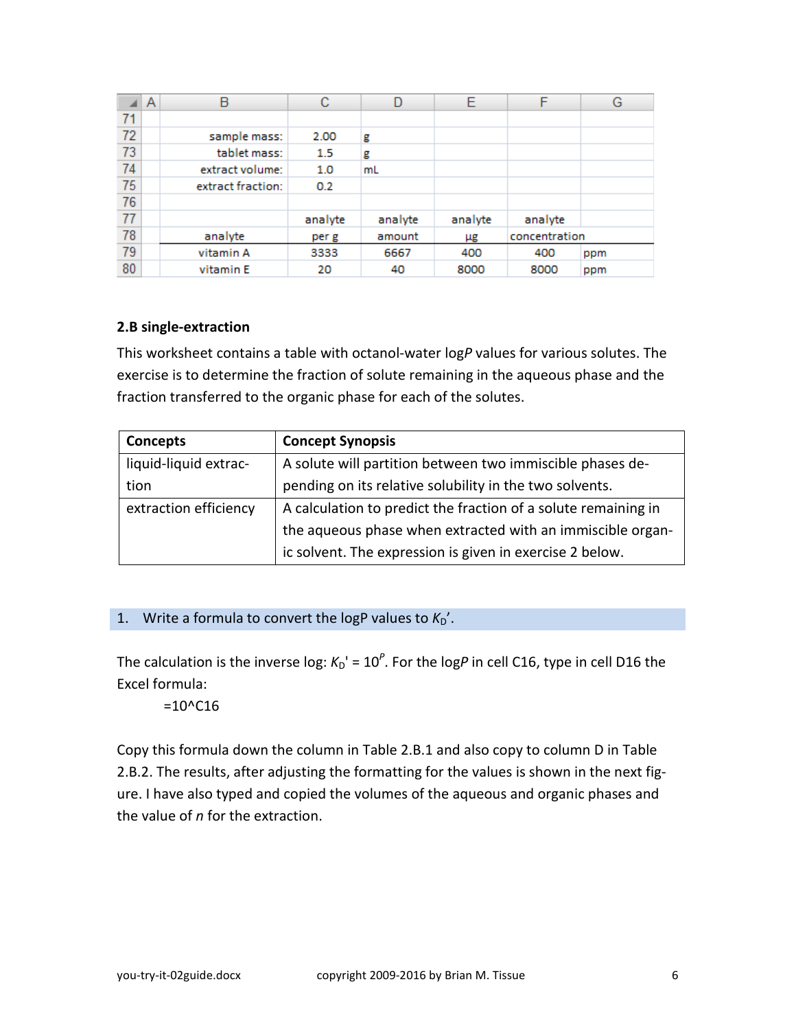| | A | B | C | D | E | F | G |
|---|---|---|---|---|---|---|---|
| 71 | | | | | | | |
| 72 | | sample mass: | 2.00 | g | | | |
| 73 | | tablet mass: | 1.5 | g | | | |
| 74 | | extract volume: | 1.0 | mL | | | |
| 75 | | extract fraction: | 0.2 | | | | |
| 76 | | | | | | | |
| 77 | | | analyte | analyte | analyte | analyte | |
| 78 | | analyte | per g | amount | µg | concentration | |
| 79 | | vitamin A | 3333 | 6667 | 400 | 400 | ppm |
| 80 | | vitamin E | 20 | 40 | 8000 | 8000 | ppm |

### 2.B single-extraction

This worksheet contains a table with octanol-water log*P* values for various solutes. The exercise is to determine the fraction of solute remaining in the aqueous phase and the fraction transferred to the organic phase for each of the solutes.

| **Concepts** | **Concept Synopsis** |
|---|---|
| liquid-liquid extraction | A solute will partition between two immiscible phases depending on its relative solubility in the two solvents. |
| extraction efficiency | A calculation to predict the fraction of a solute remaining in the aqueous phase when extracted with an immiscible organic solvent. The expression is given in exercise 2 below. |

1. Write a formula to convert the logP values to $K_D'$.

The calculation is the inverse log: $K_D' = 10^P$. For the log*P* in cell C16, type in cell D16 the Excel formula:

```
=10^C16
```

Copy this formula down the column in Table 2.B.1 and also copy to column D in Table 2.B.2. The results, after adjusting the formatting for the values is shown in the next figure. I have also typed and copied the volumes of the aqueous and organic phases and the value of *n* for the extraction.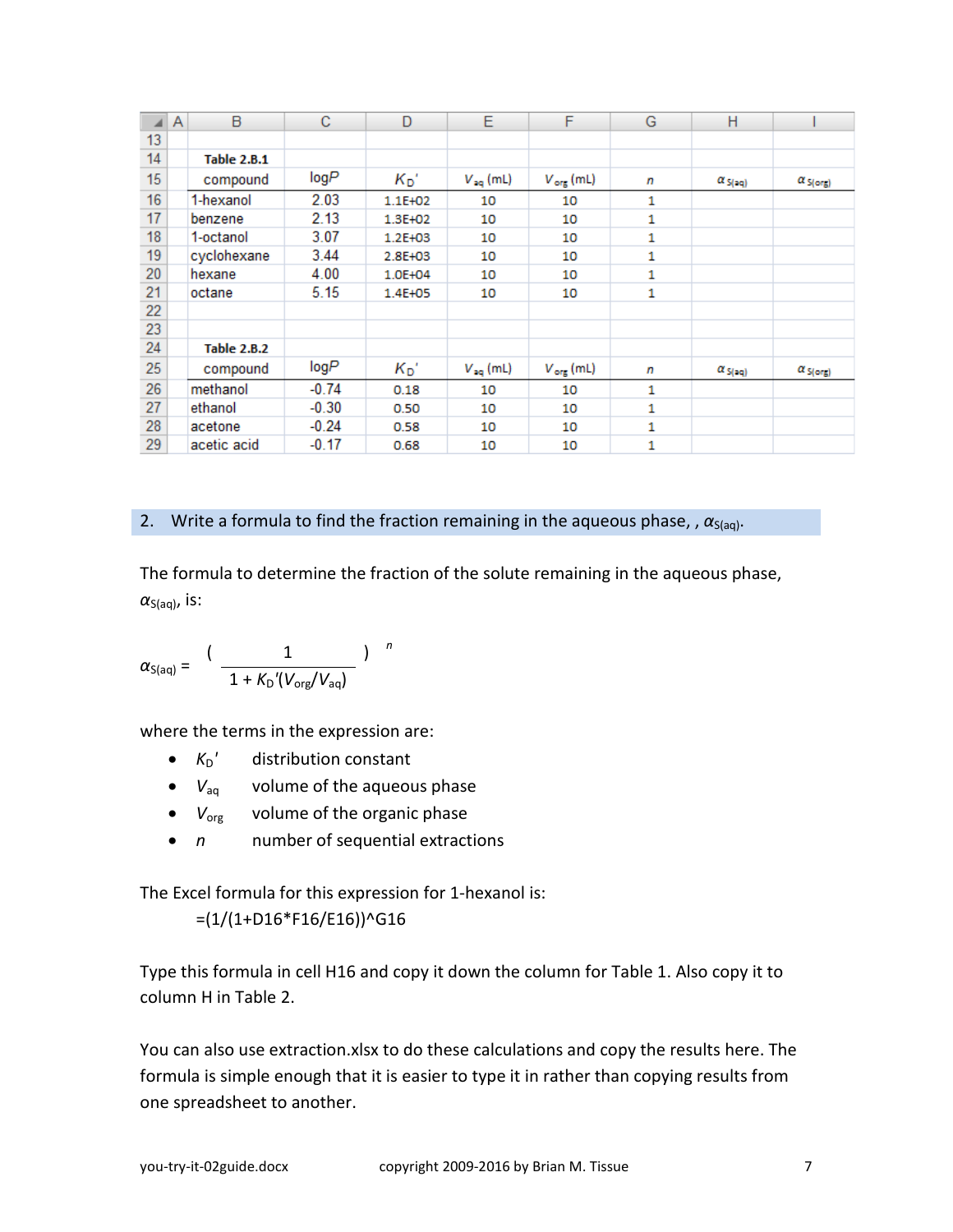**Table 2.B.1**

| compound | log*P* | $K_D'$ | $V_{aq}$ (mL) | $V_{org}$ (mL) | *n* | $\alpha_{S(aq)}$ | $\alpha_{S(org)}$ |
|---|---|---|---|---|---|---|---|
| 1-hexanol | 2.03 | 1.1E+02 | 10 | 10 | 1 | | |
| benzene | 2.13 | 1.3E+02 | 10 | 10 | 1 | | |
| 1-octanol | 3.07 | 1.2E+03 | 10 | 10 | 1 | | |
| cyclohexane | 3.44 | 2.8E+03 | 10 | 10 | 1 | | |
| hexane | 4.00 | 1.0E+04 | 10 | 10 | 1 | | |
| octane | 5.15 | 1.4E+05 | 10 | 10 | 1 | | |

**Table 2.B.2**

| compound | log*P* | $K_D'$ | $V_{aq}$ (mL) | $V_{org}$ (mL) | *n* | $\alpha_{S(aq)}$ | $\alpha_{S(org)}$ |
|---|---|---|---|---|---|---|---|
| methanol | -0.74 | 0.18 | 10 | 10 | 1 | | |
| ethanol | -0.30 | 0.50 | 10 | 10 | 1 | | |
| acetone | -0.24 | 0.58 | 10 | 10 | 1 | | |
| acetic acid | -0.17 | 0.68 | 10 | 10 | 1 | | |

## 2. Write a formula to find the fraction remaining in the aqueous phase, , $\alpha_{S(aq)}$.

The formula to determine the fraction of the solute remaining in the aqueous phase, $\alpha_{S(aq)}$, is:

$$\alpha_{S(aq)} = \left( \frac{1}{1 + K_D'(V_{org}/V_{aq})} \right)^n$$

where the terms in the expression are:

- $K_D'$ distribution constant
- $V_{aq}$ volume of the aqueous phase
- $V_{org}$ volume of the organic phase
- $n$ number of sequential extractions

The Excel formula for this expression for 1-hexanol is:

```
=(1/(1+D16*F16/E16))^G16
```

Type this formula in cell H16 and copy it down the column for Table 1. Also copy it to column H in Table 2.

You can also use extraction.xlsx to do these calculations and copy the results here. The formula is simple enough that it is easier to type it in rather than copying results from one spreadsheet to another.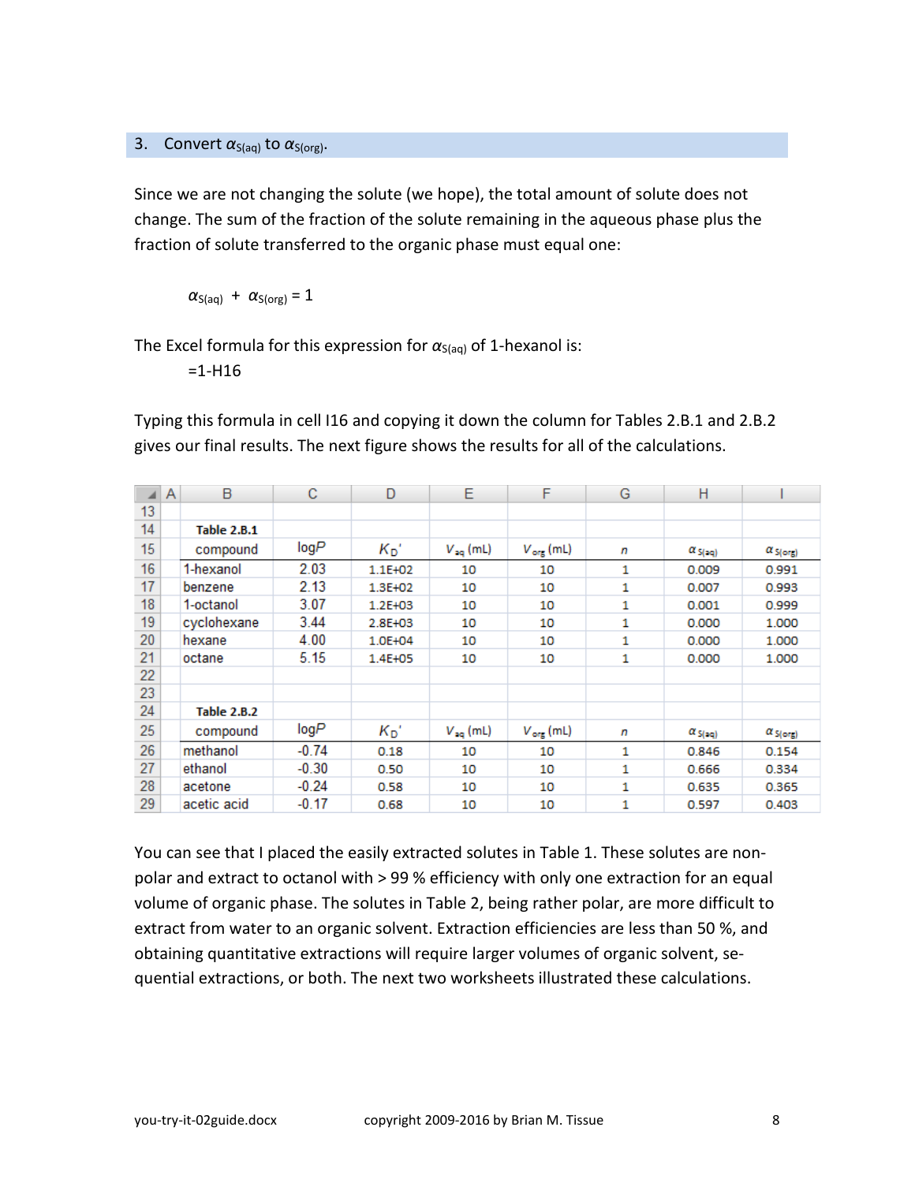### 3. Convert $\alpha_{S(aq)}$ to $\alpha_{S(org)}$.

Since we are not changing the solute (we hope), the total amount of solute does not change. The sum of the fraction of the solute remaining in the aqueous phase plus the fraction of solute transferred to the organic phase must equal one:

$$\alpha_{S(aq)} + \alpha_{S(org)} = 1$$

The Excel formula for this expression for $\alpha_{S(aq)}$ of 1-hexanol is:

```
=1-H16
```

Typing this formula in cell I16 and copying it down the column for Tables 2.B.1 and 2.B.2 gives our final results. The next figure shows the results for all of the calculations.

| | A | B | C | D | E | F | G | H | I |
|---|---|---|---|---|---|---|---|---|---|
| 13 | | | | | | | | | |
| 14 | | **Table 2.B.1** | | | | | | | |
| 15 | | compound | log*P* | $K_D'$ | $V_{aq}$ (mL) | $V_{org}$ (mL) | *n* | $\alpha_{S(aq)}$ | $\alpha_{S(org)}$ |
| 16 | | 1-hexanol | 2.03 | 1.1E+02 | 10 | 10 | 1 | 0.009 | 0.991 |
| 17 | | benzene | 2.13 | 1.3E+02 | 10 | 10 | 1 | 0.007 | 0.993 |
| 18 | | 1-octanol | 3.07 | 1.2E+03 | 10 | 10 | 1 | 0.001 | 0.999 |
| 19 | | cyclohexane | 3.44 | 2.8E+03 | 10 | 10 | 1 | 0.000 | 1.000 |
| 20 | | hexane | 4.00 | 1.0E+04 | 10 | 10 | 1 | 0.000 | 1.000 |
| 21 | | octane | 5.15 | 1.4E+05 | 10 | 10 | 1 | 0.000 | 1.000 |
| 22 | | | | | | | | | |
| 23 | | | | | | | | | |
| 24 | | **Table 2.B.2** | | | | | | | |
| 25 | | compound | log*P* | $K_D'$ | $V_{aq}$ (mL) | $V_{org}$ (mL) | *n* | $\alpha_{S(aq)}$ | $\alpha_{S(org)}$ |
| 26 | | methanol | -0.74 | 0.18 | 10 | 10 | 1 | 0.846 | 0.154 |
| 27 | | ethanol | -0.30 | 0.50 | 10 | 10 | 1 | 0.666 | 0.334 |
| 28 | | acetone | -0.24 | 0.58 | 10 | 10 | 1 | 0.635 | 0.365 |
| 29 | | acetic acid | -0.17 | 0.68 | 10 | 10 | 1 | 0.597 | 0.403 |

You can see that I placed the easily extracted solutes in Table 1. These solutes are non-polar and extract to octanol with > 99 % efficiency with only one extraction for an equal volume of organic phase. The solutes in Table 2, being rather polar, are more difficult to extract from water to an organic solvent. Extraction efficiencies are less than 50 %, and obtaining quantitative extractions will require larger volumes of organic solvent, sequential extractions, or both. The next two worksheets illustrated these calculations.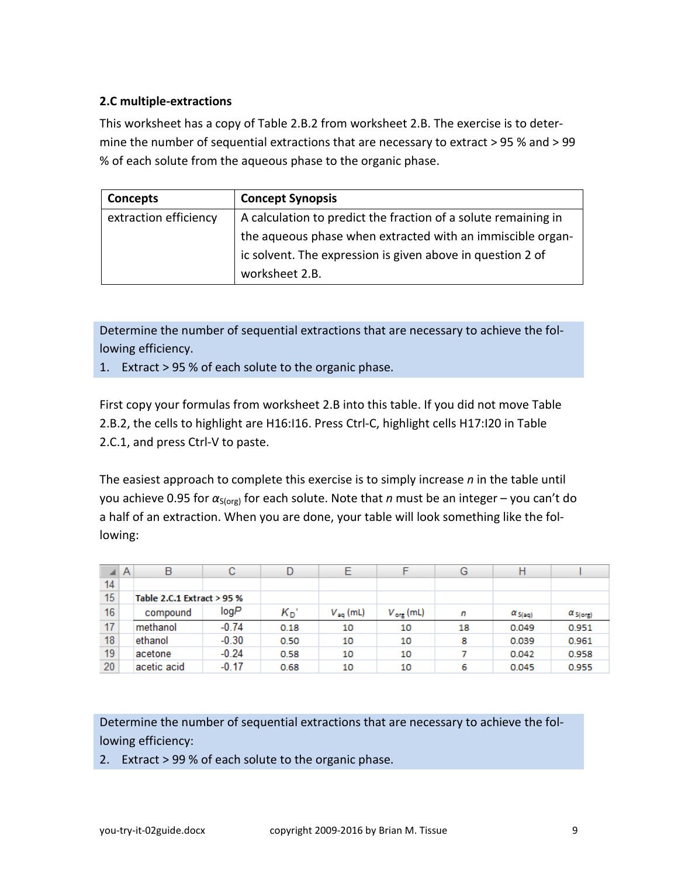### 2.C multiple-extractions

This worksheet has a copy of Table 2.B.2 from worksheet 2.B. The exercise is to determine the number of sequential extractions that are necessary to extract > 95 % and > 99 % of each solute from the aqueous phase to the organic phase.

| Concepts | Concept Synopsis |
|---|---|
| extraction efficiency | A calculation to predict the fraction of a solute remaining in the aqueous phase when extracted with an immiscible organic solvent. The expression is given above in question 2 of worksheet 2.B. |

Determine the number of sequential extractions that are necessary to achieve the following efficiency.

1. Extract > 95 % of each solute to the organic phase.

First copy your formulas from worksheet 2.B into this table. If you did not move Table 2.B.2, the cells to highlight are H16:I16. Press Ctrl-C, highlight cells H17:I20 in Table 2.C.1, and press Ctrl-V to paste.

The easiest approach to complete this exercise is to simply increase $n$ in the table until you achieve 0.95 for $\alpha_{S(org)}$ for each solute. Note that $n$ must be an integer – you can't do a half of an extraction. When you are done, your table will look something like the following:

| | A | B | C | D | E | F | G | H | I |
|---|---|---|---|---|---|---|---|---|---|
| 14 | | | | | | | | | |
| 15 | | **Table 2.C.1 Extract > 95 %** | | | | | | | |
| 16 | | compound | log$P$ | $K_D'$ | $V_{aq}$ (mL) | $V_{org}$ (mL) | $n$ | $\alpha_{S(aq)}$ | $\alpha_{S(org)}$ |
| 17 | | methanol | -0.74 | 0.18 | 10 | 10 | 18 | 0.049 | 0.951 |
| 18 | | ethanol | -0.30 | 0.50 | 10 | 10 | 8 | 0.039 | 0.961 |
| 19 | | acetone | -0.24 | 0.58 | 10 | 10 | 7 | 0.042 | 0.958 |
| 20 | | acetic acid | -0.17 | 0.68 | 10 | 10 | 6 | 0.045 | 0.955 |

Determine the number of sequential extractions that are necessary to achieve the following efficiency:

2. Extract > 99 % of each solute to the organic phase.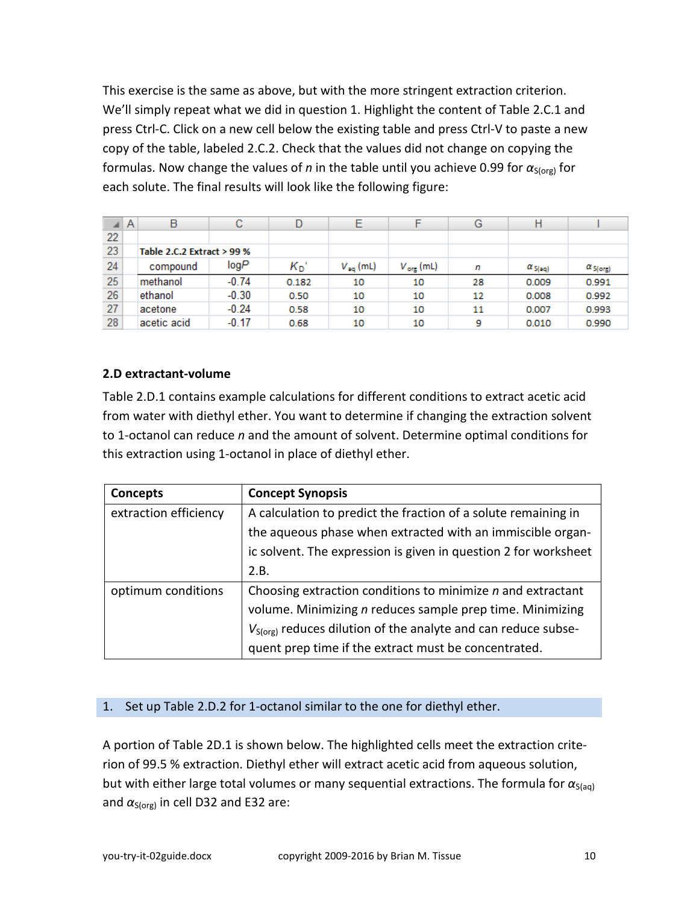This exercise is the same as above, but with the more stringent extraction criterion. We'll simply repeat what we did in question 1. Highlight the content of Table 2.C.1 and press Ctrl-C. Click on a new cell below the existing table and press Ctrl-V to paste a new copy of the table, labeled 2.C.2. Check that the values did not change on copying the formulas. Now change the values of $n$ in the table until you achieve 0.99 for $\alpha_{S(org)}$ for each solute. The final results will look like the following figure:

| | A | B | C | D | E | F | G | H | I |
|---|---|---|---|---|---|---|---|---|---|
| 22 | | | | | | | | | |
| 23 | | **Table 2.C.2 Extract > 99 %** | | | | | | | |
| 24 | | compound | log$P$ | $K_D'$ | $V_{aq}$ (mL) | $V_{org}$ (mL) | $n$ | $\alpha_{S(aq)}$ | $\alpha_{S(org)}$ |
| 25 | | methanol | -0.74 | 0.182 | 10 | 10 | 28 | 0.009 | 0.991 |
| 26 | | ethanol | -0.30 | 0.50 | 10 | 10 | 12 | 0.008 | 0.992 |
| 27 | | acetone | -0.24 | 0.58 | 10 | 10 | 11 | 0.007 | 0.993 |
| 28 | | acetic acid | -0.17 | 0.68 | 10 | 10 | 9 | 0.010 | 0.990 |

### 2.D extractant-volume

Table 2.D.1 contains example calculations for different conditions to extract acetic acid from water with diethyl ether. You want to determine if changing the extraction solvent to 1-octanol can reduce $n$ and the amount of solvent. Determine optimal conditions for this extraction using 1-octanol in place of diethyl ether.

| Concepts | Concept Synopsis |
|---|---|
| extraction efficiency | A calculation to predict the fraction of a solute remaining in the aqueous phase when extracted with an immiscible organic solvent. The expression is given in question 2 for worksheet 2.B. |
| optimum conditions | Choosing extraction conditions to minimize $n$ and extractant volume. Minimizing $n$ reduces sample prep time. Minimizing $V_{S(org)}$ reduces dilution of the analyte and can reduce subsequent prep time if the extract must be concentrated. |

1. Set up Table 2.D.2 for 1-octanol similar to the one for diethyl ether.

A portion of Table 2D.1 is shown below. The highlighted cells meet the extraction criterion of 99.5 % extraction. Diethyl ether will extract acetic acid from aqueous solution, but with either large total volumes or many sequential extractions. The formula for $\alpha_{S(aq)}$ and $\alpha_{S(org)}$ in cell D32 and E32 are: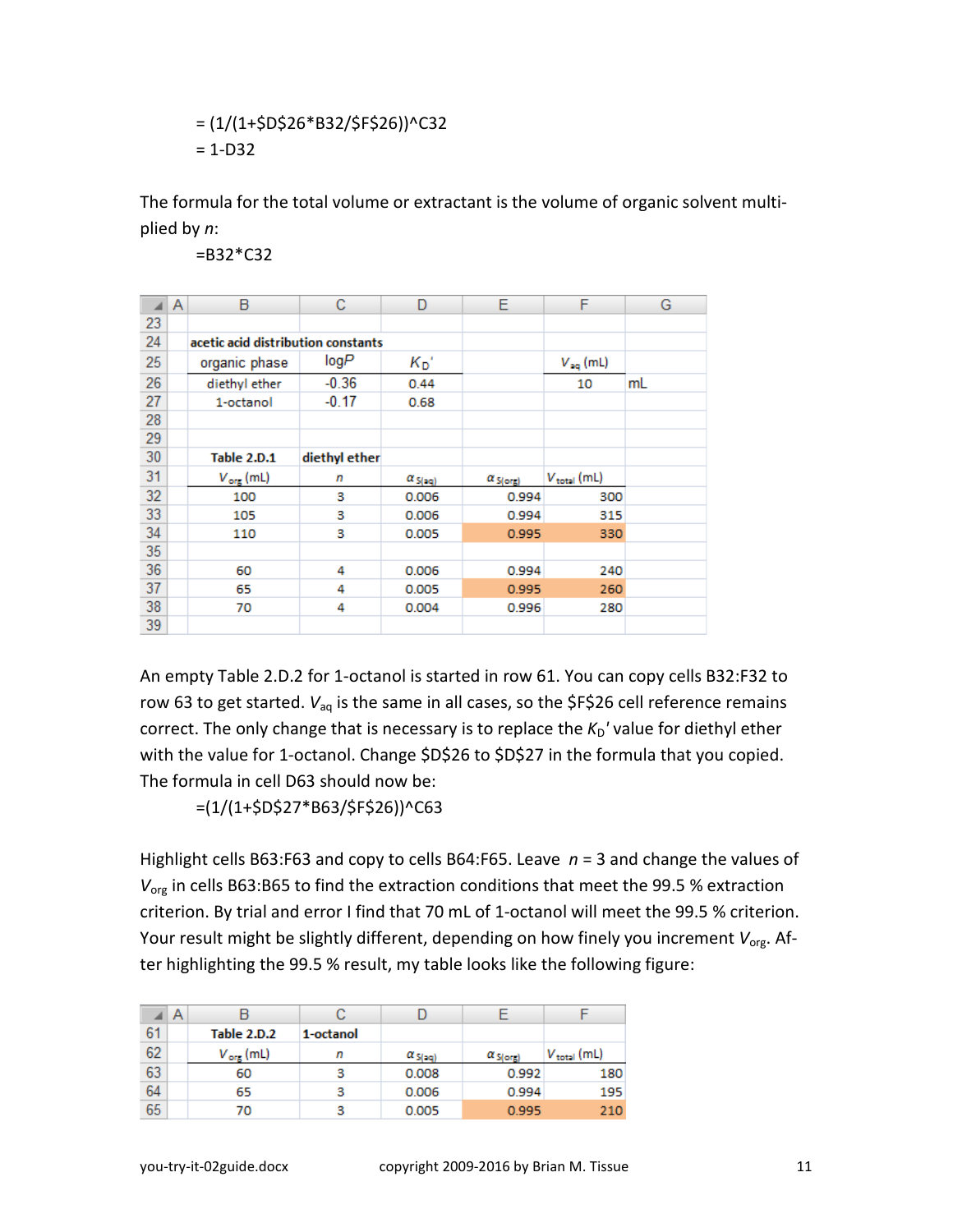```
= (1/(1+$D$26*B32/$F$26))^C32
= 1-D32
```

The formula for the total volume or extractant is the volume of organic solvent multiplied by *n*:

```
=B32*C32
```

| | A | B | C | D | E | F | G |
|---|---|---|---|---|---|---|---|
| 23 | | | | | | | |
| 24 | | **acetic acid distribution constants** | | | | | |
| 25 | | organic phase | log*P* | $K_D'$ | | $V_{aq}$ (mL) | |
| 26 | | diethyl ether | -0.36 | 0.44 | | 10 | mL |
| 27 | | 1-octanol | -0.17 | 0.68 | | | |
| 28 | | | | | | | |
| 29 | | | | | | | |
| 30 | | **Table 2.D.1** | **diethyl ether** | | | | |
| 31 | | $V_{org}$ (mL) | *n* | $\alpha_{S(aq)}$ | $\alpha_{S(org)}$ | $V_{total}$ (mL) | |
| 32 | | 100 | 3 | 0.006 | 0.994 | 300 | |
| 33 | | 105 | 3 | 0.006 | 0.994 | 315 | |
| 34 | | 110 | 3 | 0.005 | 0.995 | 330 | |
| 35 | | | | | | | |
| 36 | | 60 | 4 | 0.006 | 0.994 | 240 | |
| 37 | | 65 | 4 | 0.005 | 0.995 | 260 | |
| 38 | | 70 | 4 | 0.004 | 0.996 | 280 | |
| 39 | | | | | | | |

An empty Table 2.D.2 for 1-octanol is started in row 61. You can copy cells B32:F32 to row 63 to get started. $V_{aq}$ is the same in all cases, so the $F$26 cell reference remains correct. The only change that is necessary is to replace the $K_D'$ value for diethyl ether with the value for 1-octanol. Change $D$26 to $D$27 in the formula that you copied. The formula in cell D63 should now be:

```
=(1/(1+$D$27*B63/$F$26))^C63
```

Highlight cells B63:F63 and copy to cells B64:F65. Leave *n* = 3 and change the values of $V_{org}$ in cells B63:B65 to find the extraction conditions that meet the 99.5 % extraction criterion. By trial and error I find that 70 mL of 1-octanol will meet the 99.5 % criterion. Your result might be slightly different, depending on how finely you increment $V_{org}$. After highlighting the 99.5 % result, my table looks like the following figure:

| | A | B | C | D | E | F |
|---|---|---|---|---|---|---|
| 61 | | **Table 2.D.2** | **1-octanol** | | | |
| 62 | | $V_{org}$ (mL) | *n* | $\alpha_{S(aq)}$ | $\alpha_{S(org)}$ | $V_{total}$ (mL) |
| 63 | | 60 | 3 | 0.008 | 0.992 | 180 |
| 64 | | 65 | 3 | 0.006 | 0.994 | 195 |
| 65 | | 70 | 3 | 0.005 | 0.995 | 210 |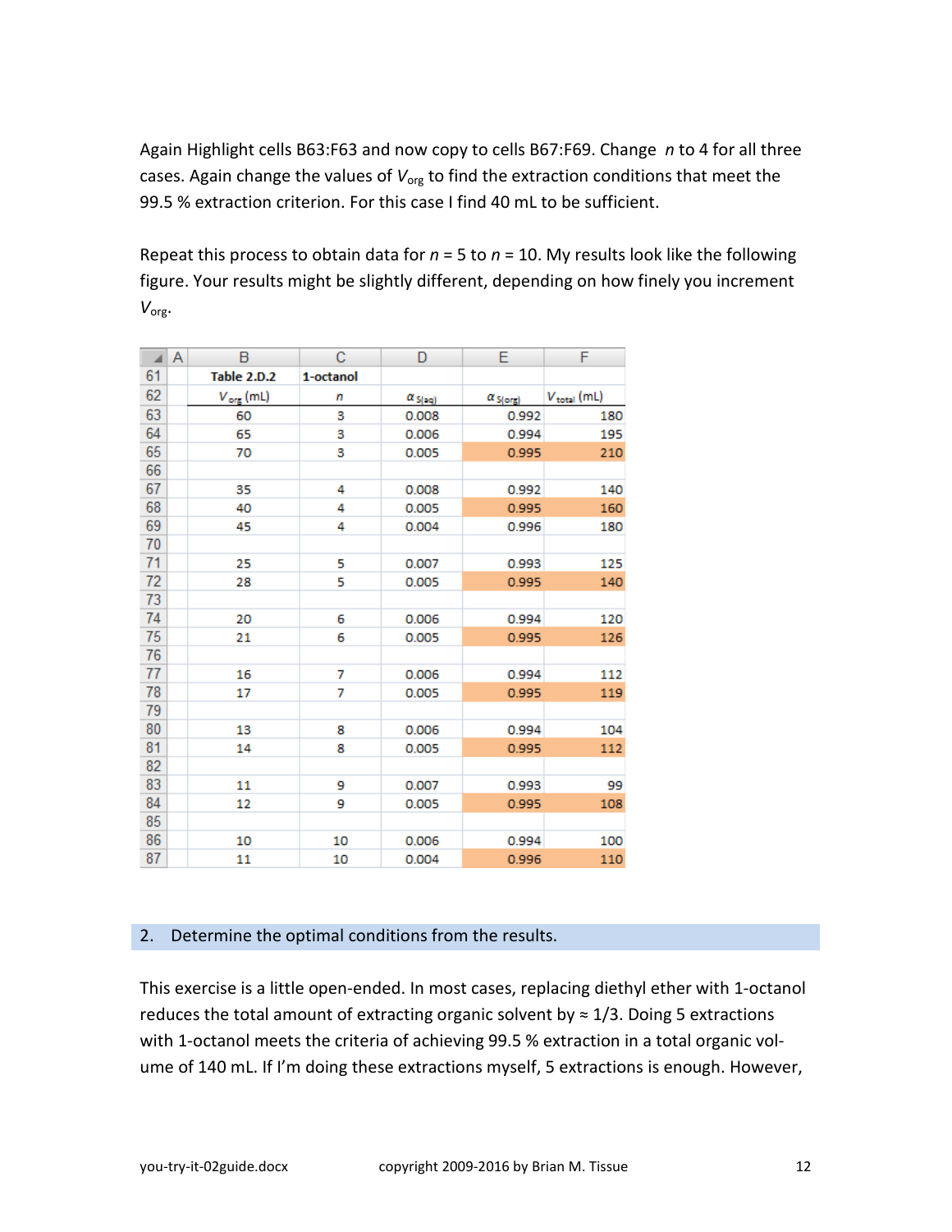Again Highlight cells B63:F63 and now copy to cells B67:F69. Change *n* to 4 for all three cases. Again change the values of $V_{org}$ to find the extraction conditions that meet the 99.5 % extraction criterion. For this case I find 40 mL to be sufficient.

Repeat this process to obtain data for *n* = 5 to *n* = 10. My results look like the following figure. Your results might be slightly different, depending on how finely you increment $V_{org}$.

| | A | B | C | D | E | F |
|---|---|---|---|---|---|---|
| 61 | | **Table 2.D.2** | **1-octanol** | | | |
| 62 | | $V_{org}$ (mL) | *n* | $\alpha_{S(aq)}$ | $\alpha_{S(org)}$ | $V_{total}$ (mL) |
| 63 | | 60 | 3 | 0.008 | 0.992 | 180 |
| 64 | | 65 | 3 | 0.006 | 0.994 | 195 |
| 65 | | 70 | 3 | 0.005 | 0.995 | 210 |
| 66 | | | | | | |
| 67 | | 35 | 4 | 0.008 | 0.992 | 140 |
| 68 | | 40 | 4 | 0.005 | 0.995 | 160 |
| 69 | | 45 | 4 | 0.004 | 0.996 | 180 |
| 70 | | | | | | |
| 71 | | 25 | 5 | 0.007 | 0.993 | 125 |
| 72 | | 28 | 5 | 0.005 | 0.995 | 140 |
| 73 | | | | | | |
| 74 | | 20 | 6 | 0.006 | 0.994 | 120 |
| 75 | | 21 | 6 | 0.005 | 0.995 | 126 |
| 76 | | | | | | |
| 77 | | 16 | 7 | 0.006 | 0.994 | 112 |
| 78 | | 17 | 7 | 0.005 | 0.995 | 119 |
| 79 | | | | | | |
| 80 | | 13 | 8 | 0.006 | 0.994 | 104 |
| 81 | | 14 | 8 | 0.005 | 0.995 | 112 |
| 82 | | | | | | |
| 83 | | 11 | 9 | 0.007 | 0.993 | 99 |
| 84 | | 12 | 9 | 0.005 | 0.995 | 108 |
| 85 | | | | | | |
| 86 | | 10 | 10 | 0.006 | 0.994 | 100 |
| 87 | | 11 | 10 | 0.004 | 0.996 | 110 |

## 2. Determine the optimal conditions from the results.

This exercise is a little open-ended. In most cases, replacing diethyl ether with 1-octanol reduces the total amount of extracting organic solvent by ≈ 1/3. Doing 5 extractions with 1-octanol meets the criteria of achieving 99.5 % extraction in a total organic volume of 140 mL. If I'm doing these extractions myself, 5 extractions is enough. However,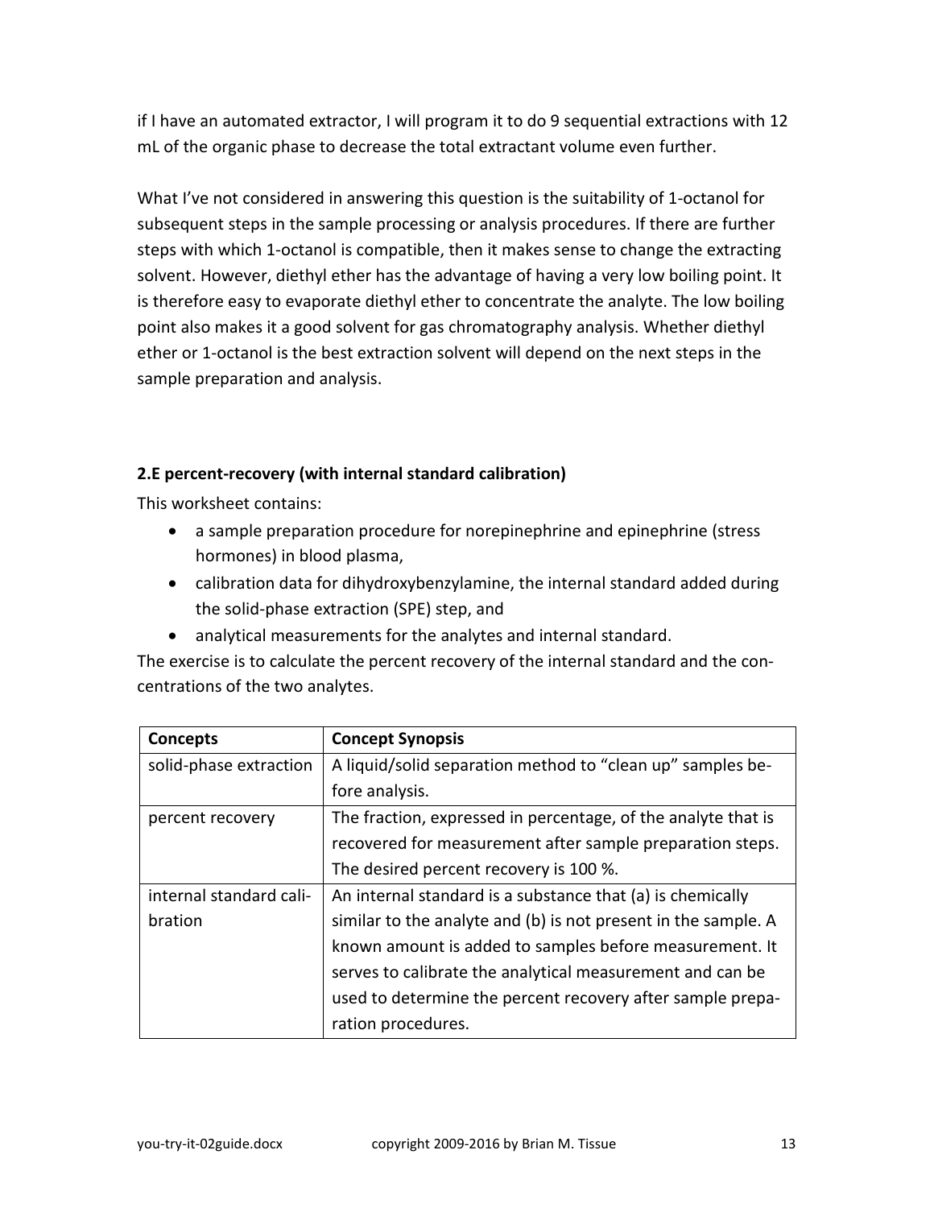if I have an automated extractor, I will program it to do 9 sequential extractions with 12 mL of the organic phase to decrease the total extractant volume even further.

What I've not considered in answering this question is the suitability of 1-octanol for subsequent steps in the sample processing or analysis procedures. If there are further steps with which 1-octanol is compatible, then it makes sense to change the extracting solvent. However, diethyl ether has the advantage of having a very low boiling point. It is therefore easy to evaporate diethyl ether to concentrate the analyte. The low boiling point also makes it a good solvent for gas chromatography analysis. Whether diethyl ether or 1-octanol is the best extraction solvent will depend on the next steps in the sample preparation and analysis.

**2.E percent-recovery (with internal standard calibration)**

This worksheet contains:

- a sample preparation procedure for norepinephrine and epinephrine (stress hormones) in blood plasma,
- calibration data for dihydroxybenzylamine, the internal standard added during the solid-phase extraction (SPE) step, and
- analytical measurements for the analytes and internal standard.

The exercise is to calculate the percent recovery of the internal standard and the concentrations of the two analytes.

| **Concepts** | **Concept Synopsis** |
|---|---|
| solid-phase extraction | A liquid/solid separation method to "clean up" samples before analysis. |
| percent recovery | The fraction, expressed in percentage, of the analyte that is recovered for measurement after sample preparation steps. The desired percent recovery is 100 %. |
| internal standard calibration | An internal standard is a substance that (a) is chemically similar to the analyte and (b) is not present in the sample. A known amount is added to samples before measurement. It serves to calibrate the analytical measurement and can be used to determine the percent recovery after sample preparation procedures. |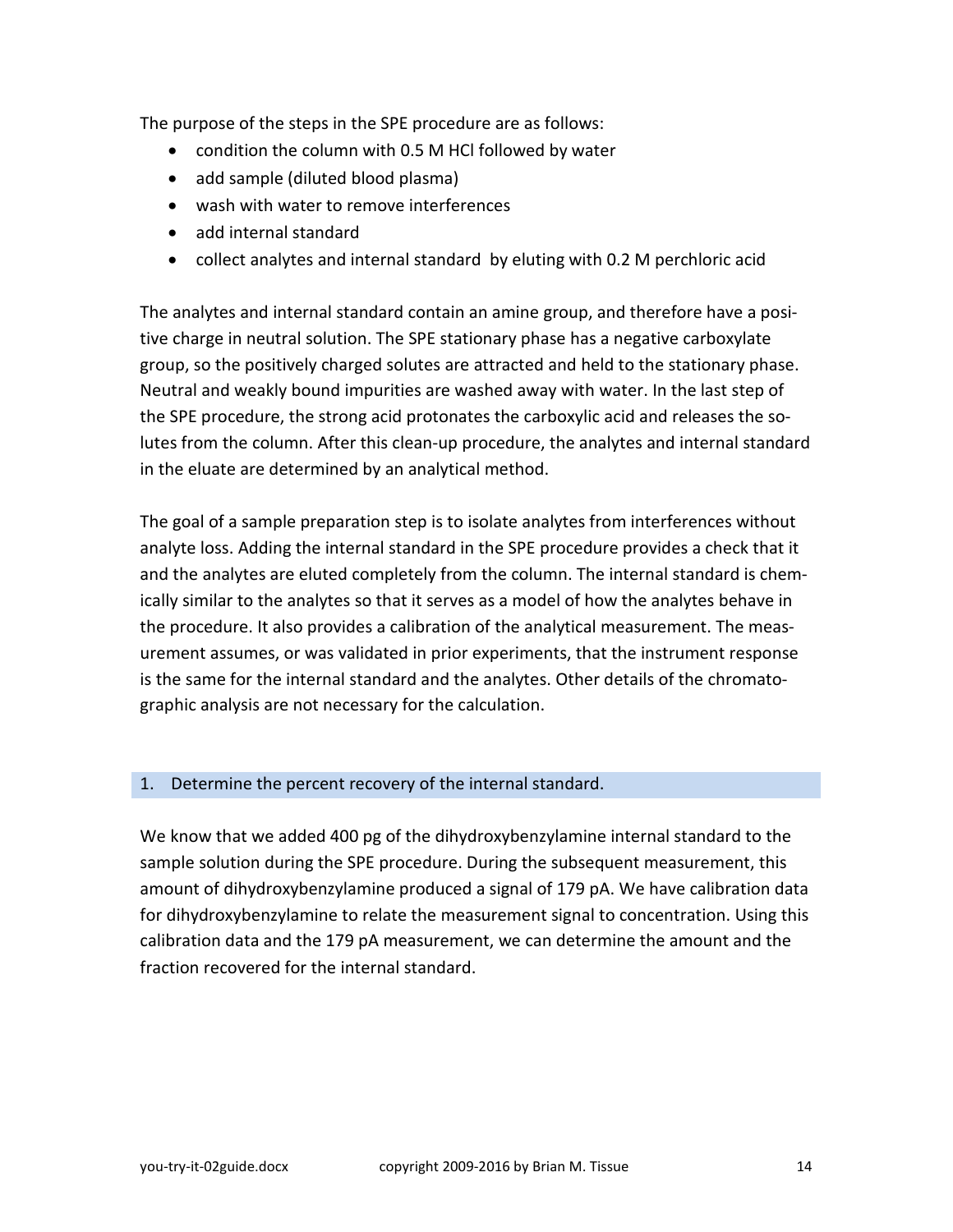The purpose of the steps in the SPE procedure are as follows:

- condition the column with 0.5 M HCl followed by water
- add sample (diluted blood plasma)
- wash with water to remove interferences
- add internal standard
- collect analytes and internal standard by eluting with 0.2 M perchloric acid

The analytes and internal standard contain an amine group, and therefore have a positive charge in neutral solution. The SPE stationary phase has a negative carboxylate group, so the positively charged solutes are attracted and held to the stationary phase. Neutral and weakly bound impurities are washed away with water. In the last step of the SPE procedure, the strong acid protonates the carboxylic acid and releases the solutes from the column. After this clean-up procedure, the analytes and internal standard in the eluate are determined by an analytical method.

The goal of a sample preparation step is to isolate analytes from interferences without analyte loss. Adding the internal standard in the SPE procedure provides a check that it and the analytes are eluted completely from the column. The internal standard is chemically similar to the analytes so that it serves as a model of how the analytes behave in the procedure. It also provides a calibration of the analytical measurement. The measurement assumes, or was validated in prior experiments, that the instrument response is the same for the internal standard and the analytes. Other details of the chromatographic analysis are not necessary for the calculation.

## 1. Determine the percent recovery of the internal standard.

We know that we added 400 pg of the dihydroxybenzylamine internal standard to the sample solution during the SPE procedure. During the subsequent measurement, this amount of dihydroxybenzylamine produced a signal of 179 pA. We have calibration data for dihydroxybenzylamine to relate the measurement signal to concentration. Using this calibration data and the 179 pA measurement, we can determine the amount and the fraction recovered for the internal standard.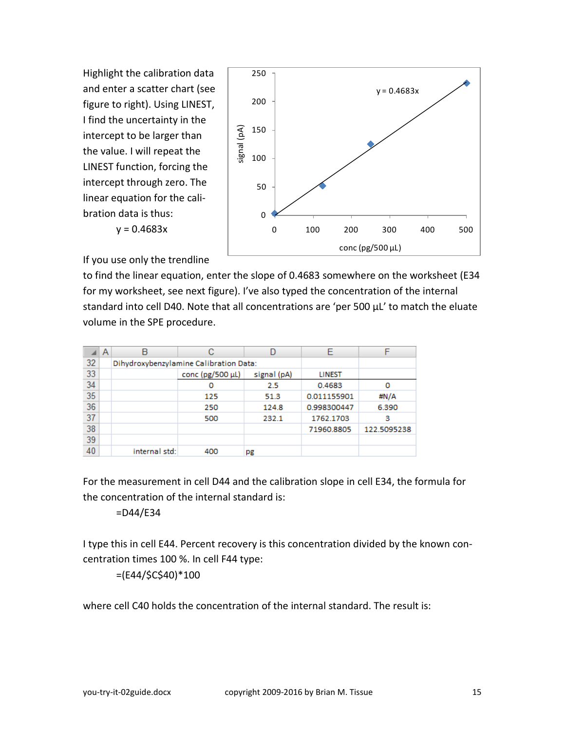Highlight the calibration data and enter a scatter chart (see figure to right). Using LINEST, I find the uncertainty in the intercept to be larger than the value. I will repeat the LINEST function, forcing the intercept through zero. The linear equation for the calibration data is thus:

$$y = 0.4683x$$

If you use only the trendline to find the linear equation, enter the slope of 0.4683 somewhere on the worksheet (E34 for my worksheet, see next figure). I've also typed the concentration of the internal standard into cell D40. Note that all concentrations are 'per 500 µL' to match the eluate volume in the SPE procedure.

| | A | B | C | D | E | F |
|---|---|---|---|---|---|---|
| 32 | | Dihydroxybenzylamine Calibration Data: | | | | |
| 33 | | | conc (pg/500 µL) | signal (pA) | LINEST | |
| 34 | | | 0 | 2.5 | 0.4683 | 0 |
| 35 | | | 125 | 51.3 | 0.011155901 | #N/A |
| 36 | | | 250 | 124.8 | 0.998300447 | 6.390 |
| 37 | | | 500 | 232.1 | 1762.1703 | 3 |
| 38 | | | | | 71960.8805 | 122.5095238 |
| 39 | | | | | | |
| 40 | | internal std: | 400 | pg | | |

For the measurement in cell D44 and the calibration slope in cell E34, the formula for the concentration of the internal standard is:

```
=D44/E34
```

I type this in cell E44. Percent recovery is this concentration divided by the known concentration times 100 %. In cell F44 type:

```
=(E44/$C$40)*100
```

where cell C40 holds the concentration of the internal standard. The result is: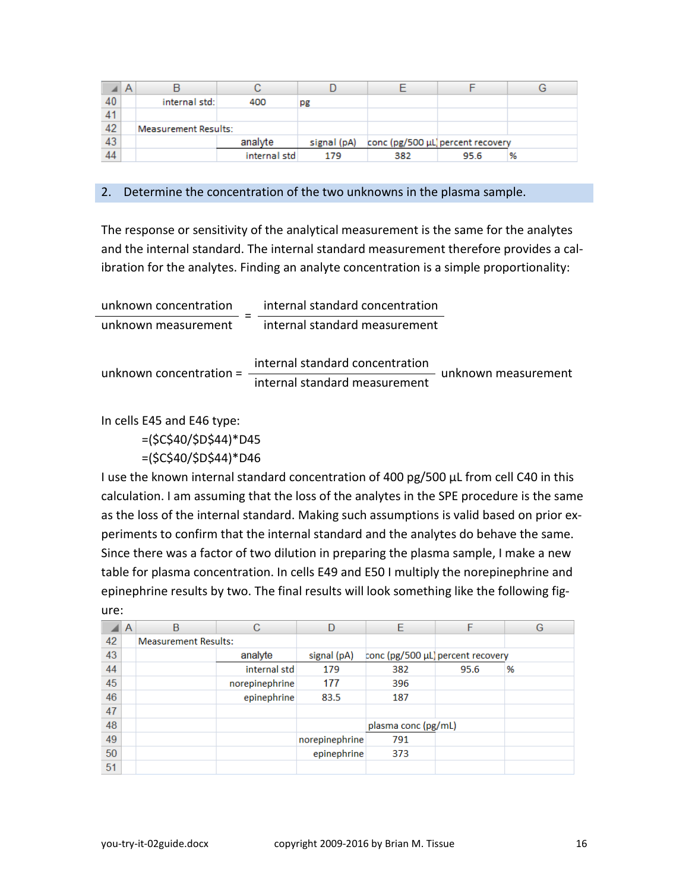| | A | B | C | D | E | F | G |
|---|---|---|---|---|---|---|---|
| 40 | | internal std: | 400 | pg | | | |
| 41 | | | | | | | |
| 42 | | Measurement Results: | | | | | |
| 43 | | | analyte | signal (pA) | conc (pg/500 µL) | percent recovery | |
| 44 | | | internal std | 179 | 382 | 95.6 | % |

## 2. Determine the concentration of the two unknowns in the plasma sample.

The response or sensitivity of the analytical measurement is the same for the analytes and the internal standard. The internal standard measurement therefore provides a calibration for the analytes. Finding an analyte concentration is a simple proportionality:

$$\frac{\text{unknown concentration}}{\text{unknown measurement}} = \frac{\text{internal standard concentration}}{\text{internal standard measurement}}$$

$$\text{unknown concentration} = \frac{\text{internal standard concentration}}{\text{internal standard measurement}} \text{ unknown measurement}$$

In cells E45 and E46 type:

```
=($C$40/$D$44)*D45
=($C$40/$D$44)*D46
```

I use the known internal standard concentration of 400 pg/500 µL from cell C40 in this calculation. I am assuming that the loss of the analytes in the SPE procedure is the same as the loss of the internal standard. Making such assumptions is valid based on prior experiments to confirm that the internal standard and the analytes do behave the same. Since there was a factor of two dilution in preparing the plasma sample, I make a new table for plasma concentration. In cells E49 and E50 I multiply the norepinephrine and epinephrine results by two. The final results will look something like the following figure:

| | A | B | C | D | E | F | G |
|---|---|---|---|---|---|---|---|
| 42 | | Measurement Results: | | | | | |
| 43 | | | analyte | signal (pA) | conc (pg/500 µL) | percent recovery | |
| 44 | | | internal std | 179 | 382 | 95.6 | % |
| 45 | | | norepinephrine | 177 | 396 | | |
| 46 | | | epinephrine | 83.5 | 187 | | |
| 47 | | | | | | | |
| 48 | | | | | plasma conc (pg/mL) | | |
| 49 | | | | norepinephrine | 791 | | |
| 50 | | | | epinephrine | 373 | | |
| 51 | | | | | | | |